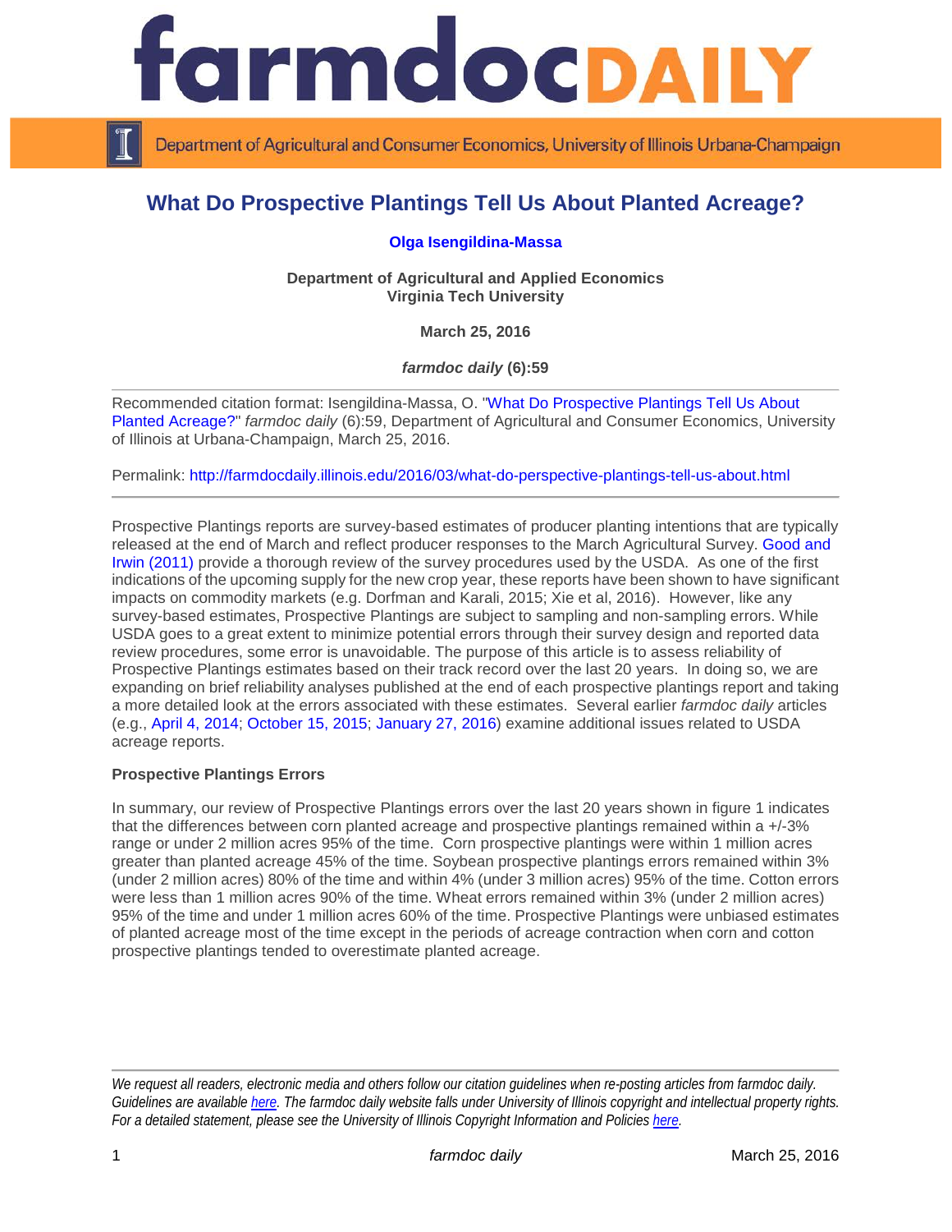# What Do Prospective Plantings Tell Us About Planted Acreage?

**Olga Isengildina-Massa**

**Department of Agricultural and Applied Economics**
**Virginia Tech University**

**March 25, 2016**

***farmdoc daily* (6):59**

---

Recommended citation format: Isengildina-Massa, O. "What Do Prospective Plantings Tell Us About Planted Acreage?" *farmdoc daily* (6):59, Department of Agricultural and Consumer Economics, University of Illinois at Urbana-Champaign, March 25, 2016.

Permalink: http://farmdocdaily.illinois.edu/2016/03/what-do-perspective-plantings-tell-us-about.html

---

Prospective Plantings reports are survey-based estimates of producer planting intentions that are typically released at the end of March and reflect producer responses to the March Agricultural Survey. Good and Irwin (2011) provide a thorough review of the survey procedures used by the USDA. As one of the first indications of the upcoming supply for the new crop year, these reports have been shown to have significant impacts on commodity markets (e.g. Dorfman and Karali, 2015; Xie et al, 2016). However, like any survey-based estimates, Prospective Plantings are subject to sampling and non-sampling errors. While USDA goes to a great extent to minimize potential errors through their survey design and reported data review procedures, some error is unavoidable. The purpose of this article is to assess reliability of Prospective Plantings estimates based on their track record over the last 20 years. In doing so, we are expanding on brief reliability analyses published at the end of each prospective plantings report and taking a more detailed look at the errors associated with these estimates. Several earlier *farmdoc daily* articles (e.g., April 4, 2014; October 15, 2015; January 27, 2016) examine additional issues related to USDA acreage reports.

**Prospective Plantings Errors**

In summary, our review of Prospective Plantings errors over the last 20 years shown in figure 1 indicates that the differences between corn planted acreage and prospective plantings remained within a +/-3% range or under 2 million acres 95% of the time. Corn prospective plantings were within 1 million acres greater than planted acreage 45% of the time. Soybean prospective plantings errors remained within 3% (under 2 million acres) 80% of the time and within 4% (under 3 million acres) 95% of the time. Cotton errors were less than 1 million acres 90% of the time. Wheat errors remained within 3% (under 2 million acres) 95% of the time and under 1 million acres 60% of the time. Prospective Plantings were unbiased estimates of planted acreage most of the time except in the periods of acreage contraction when corn and cotton prospective plantings tended to overestimate planted acreage.

---

*We request all readers, electronic media and others follow our citation guidelines when re-posting articles from farmdoc daily. Guidelines are available here. The farmdoc daily website falls under University of Illinois copyright and intellectual property rights. For a detailed statement, please see the University of Illinois Copyright Information and Policies here.*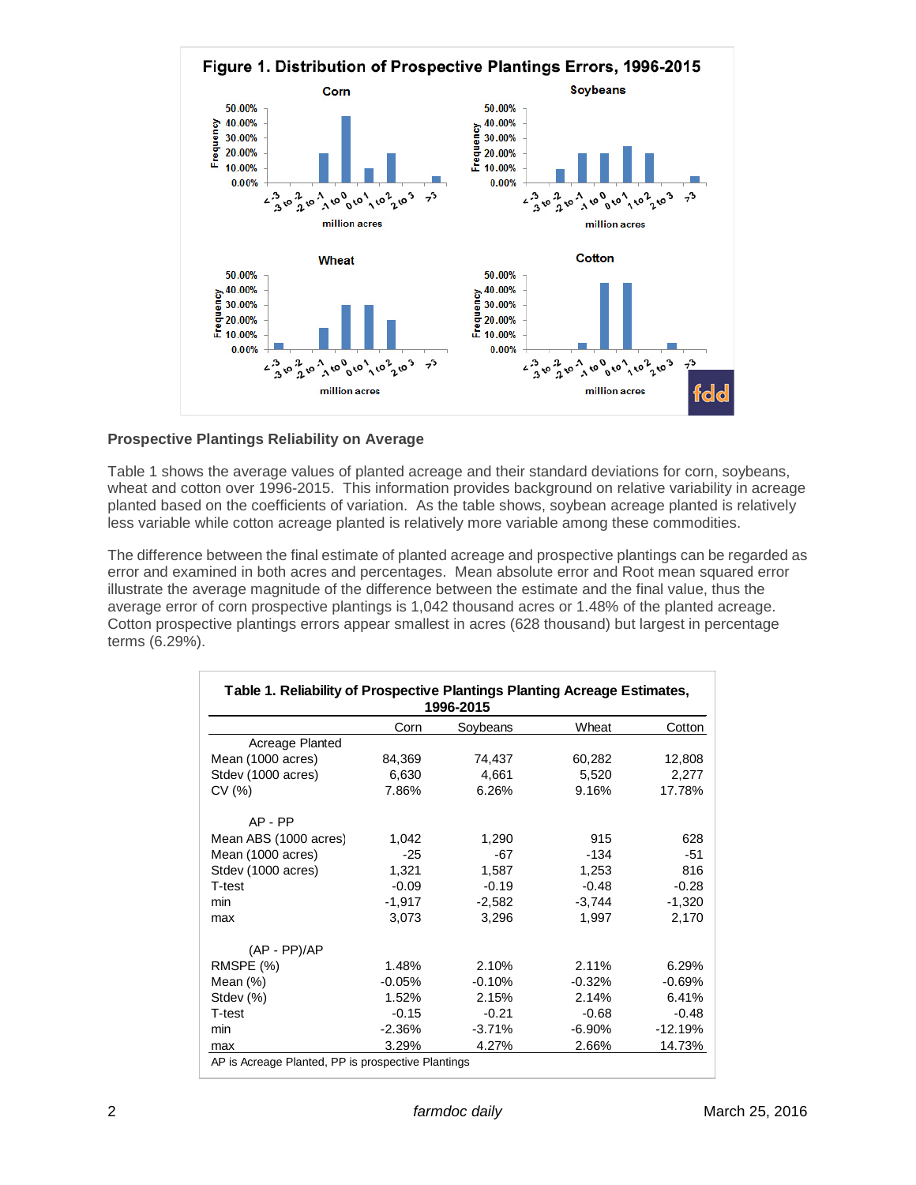Figure 1. Distribution of Prospective Plantings Errors, 1996-2015

### Prospective Plantings Reliability on Average

Table 1 shows the average values of planted acreage and their standard deviations for corn, soybeans, wheat and cotton over 1996-2015. This information provides background on relative variability in acreage planted based on the coefficients of variation. As the table shows, soybean acreage planted is relatively less variable while cotton acreage planted is relatively more variable among these commodities.

The difference between the final estimate of planted acreage and prospective plantings can be regarded as error and examined in both acres and percentages. Mean absolute error and Root mean squared error illustrate the average magnitude of the difference between the estimate and the final value, thus the average error of corn prospective plantings is 1,042 thousand acres or 1.48% of the planted acreage. Cotton prospective plantings errors appear smallest in acres (628 thousand) but largest in percentage terms (6.29%).

**Table 1. Reliability of Prospective Plantings Planting Acreage Estimates, 1996-2015**

| | Corn | Soybeans | Wheat | Cotton |
|---|---|---|---|---|
| **Acreage Planted** | | | | |
| Mean (1000 acres) | 84,369 | 74,437 | 60,282 | 12,808 |
| Stdev (1000 acres) | 6,630 | 4,661 | 5,520 | 2,277 |
| CV (%) | 7.86% | 6.26% | 9.16% | 17.78% |
| **AP - PP** | | | | |
| Mean ABS (1000 acres) | 1,042 | 1,290 | 915 | 628 |
| Mean (1000 acres) | -25 | -67 | -134 | -51 |
| Stdev (1000 acres) | 1,321 | 1,587 | 1,253 | 816 |
| T-test | -0.09 | -0.19 | -0.48 | -0.28 |
| min | -1,917 | -2,582 | -3,744 | -1,320 |
| max | 3,073 | 3,296 | 1,997 | 2,170 |
| **(AP - PP)/AP** | | | | |
| RMSPE (%) | 1.48% | 2.10% | 2.11% | 6.29% |
| Mean (%) | -0.05% | -0.10% | -0.32% | -0.69% |
| Stdev (%) | 1.52% | 2.15% | 2.14% | 6.41% |
| T-test | -0.15 | -0.21 | -0.68 | -0.48 |
| min | -2.36% | -3.71% | -6.90% | -12.19% |
| max | 3.29% | 4.27% | 2.66% | 14.73% |

AP is Acreage Planted, PP is prospective Plantings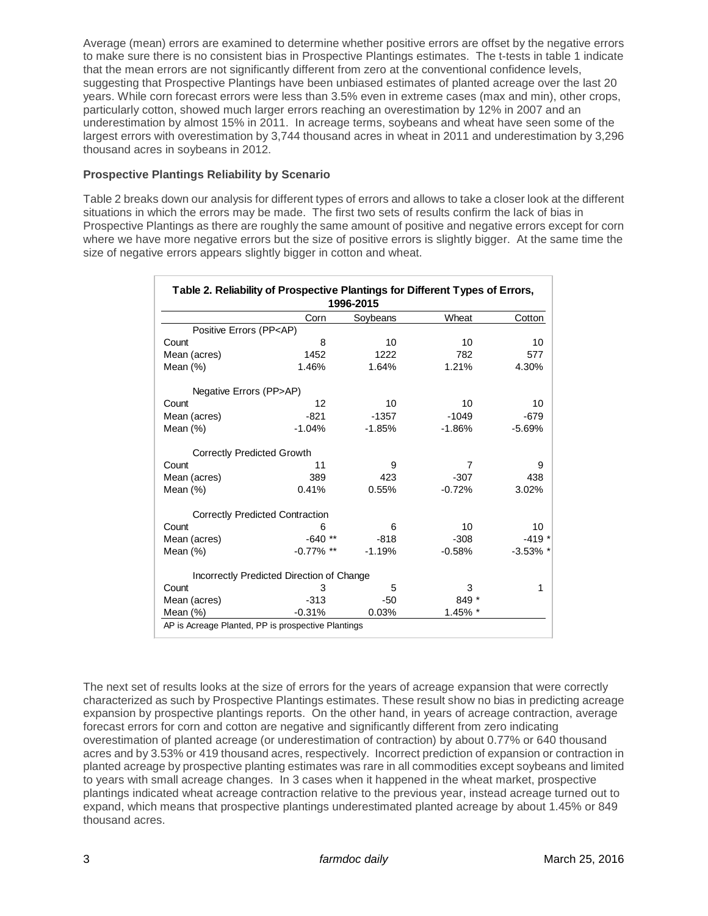Average (mean) errors are examined to determine whether positive errors are offset by the negative errors to make sure there is no consistent bias in Prospective Plantings estimates. The t-tests in table 1 indicate that the mean errors are not significantly different from zero at the conventional confidence levels, suggesting that Prospective Plantings have been unbiased estimates of planted acreage over the last 20 years. While corn forecast errors were less than 3.5% even in extreme cases (max and min), other crops, particularly cotton, showed much larger errors reaching an overestimation by 12% in 2007 and an underestimation by almost 15% in 2011. In acreage terms, soybeans and wheat have seen some of the largest errors with overestimation by 3,744 thousand acres in wheat in 2011 and underestimation by 3,296 thousand acres in soybeans in 2012.

**Prospective Plantings Reliability by Scenario**

Table 2 breaks down our analysis for different types of errors and allows to take a closer look at the different situations in which the errors may be made. The first two sets of results confirm the lack of bias in Prospective Plantings as there are roughly the same amount of positive and negative errors except for corn where we have more negative errors but the size of positive errors is slightly bigger. At the same time the size of negative errors appears slightly bigger in cotton and wheat.

**Table 2. Reliability of Prospective Plantings for Different Types of Errors, 1996-2015**

| | Corn | Soybeans | Wheat | Cotton |
|---|---|---|---|---|
| Positive Errors (PP<AP) | | | | |
| Count | 8 | 10 | 10 | 10 |
| Mean (acres) | 1452 | 1222 | 782 | 577 |
| Mean (%) | 1.46% | 1.64% | 1.21% | 4.30% |
| Negative Errors (PP>AP) | | | | |
| Count | 12 | 10 | 10 | 10 |
| Mean (acres) | -821 | -1357 | -1049 | -679 |
| Mean (%) | -1.04% | -1.85% | -1.86% | -5.69% |
| Correctly Predicted Growth | | | | |
| Count | 11 | 9 | 7 | 9 |
| Mean (acres) | 389 | 423 | -307 | 438 |
| Mean (%) | 0.41% | 0.55% | -0.72% | 3.02% |
| Correctly Predicted Contraction | | | | |
| Count | 6 | 6 | 10 | 10 |
| Mean (acres) | -640 ** | -818 | -308 | -419 * |
| Mean (%) | -0.77% ** | -1.19% | -0.58% | -3.53% * |
| Incorrectly Predicted Direction of Change | | | | |
| Count | 3 | 5 | 3 | 1 |
| Mean (acres) | -313 | -50 | 849 * | |
| Mean (%) | -0.31% | 0.03% | 1.45% * | |

AP is Acreage Planted, PP is prospective Plantings

The next set of results looks at the size of errors for the years of acreage expansion that were correctly characterized as such by Prospective Plantings estimates. These result show no bias in predicting acreage expansion by prospective plantings reports. On the other hand, in years of acreage contraction, average forecast errors for corn and cotton are negative and significantly different from zero indicating overestimation of planted acreage (or underestimation of contraction) by about 0.77% or 640 thousand acres and by 3.53% or 419 thousand acres, respectively. Incorrect prediction of expansion or contraction in planted acreage by prospective planting estimates was rare in all commodities except soybeans and limited to years with small acreage changes. In 3 cases when it happened in the wheat market, prospective plantings indicated wheat acreage contraction relative to the previous year, instead acreage turned out to expand, which means that prospective plantings underestimated planted acreage by about 1.45% or 849 thousand acres.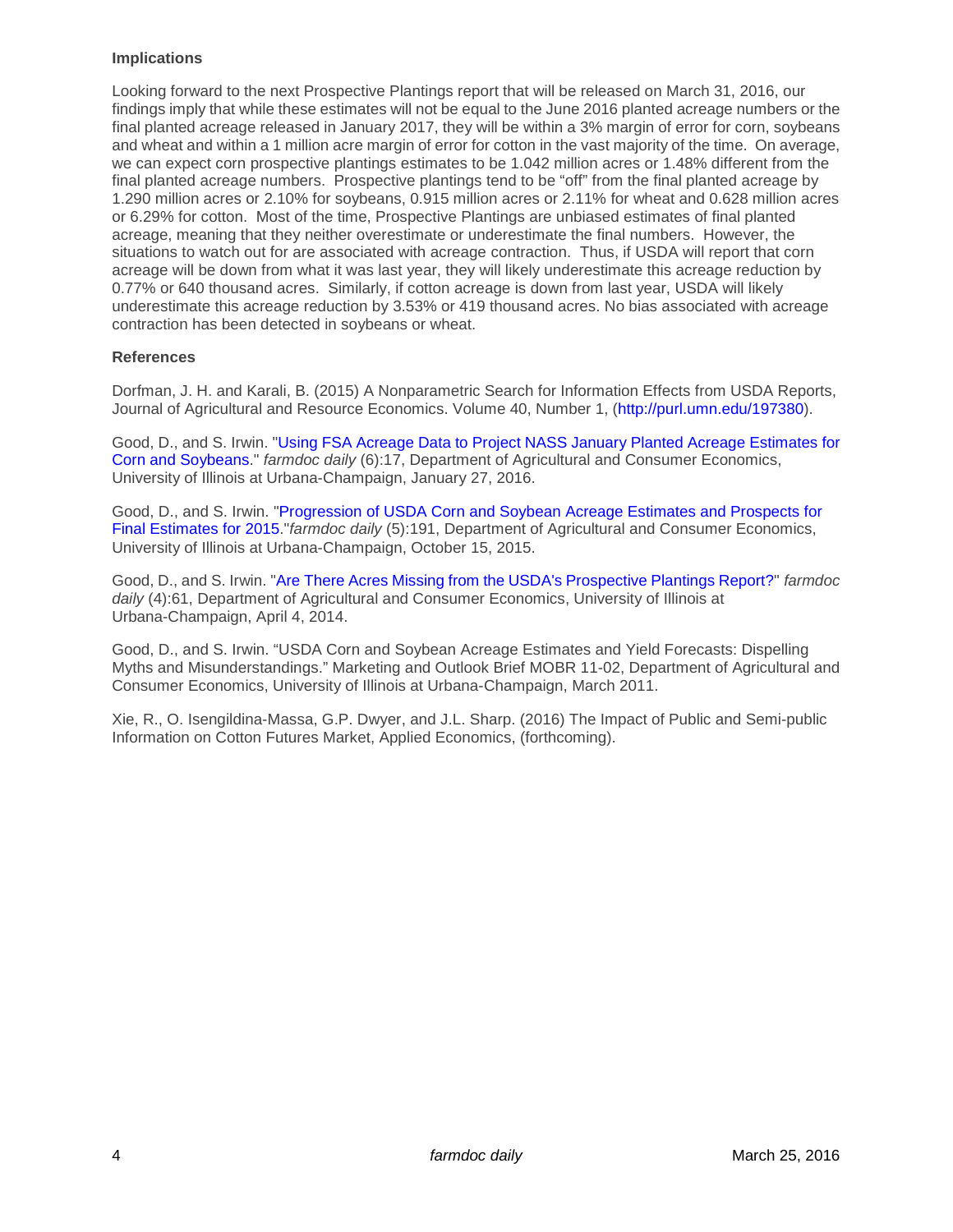## Implications

Looking forward to the next Prospective Plantings report that will be released on March 31, 2016, our findings imply that while these estimates will not be equal to the June 2016 planted acreage numbers or the final planted acreage released in January 2017, they will be within a 3% margin of error for corn, soybeans and wheat and within a 1 million acre margin of error for cotton in the vast majority of the time. On average, we can expect corn prospective plantings estimates to be 1.042 million acres or 1.48% different from the final planted acreage numbers. Prospective plantings tend to be "off" from the final planted acreage by 1.290 million acres or 2.10% for soybeans, 0.915 million acres or 2.11% for wheat and 0.628 million acres or 6.29% for cotton. Most of the time, Prospective Plantings are unbiased estimates of final planted acreage, meaning that they neither overestimate or underestimate the final numbers. However, the situations to watch out for are associated with acreage contraction. Thus, if USDA will report that corn acreage will be down from what it was last year, they will likely underestimate this acreage reduction by 0.77% or 640 thousand acres. Similarly, if cotton acreage is down from last year, USDA will likely underestimate this acreage reduction by 3.53% or 419 thousand acres. No bias associated with acreage contraction has been detected in soybeans or wheat.

## References

Dorfman, J. H. and Karali, B. (2015) A Nonparametric Search for Information Effects from USDA Reports, Journal of Agricultural and Resource Economics. Volume 40, Number 1, (http://purl.umn.edu/197380).

Good, D., and S. Irwin. "Using FSA Acreage Data to Project NASS January Planted Acreage Estimates for Corn and Soybeans." *farmdoc daily* (6):17, Department of Agricultural and Consumer Economics, University of Illinois at Urbana-Champaign, January 27, 2016.

Good, D., and S. Irwin. "Progression of USDA Corn and Soybean Acreage Estimates and Prospects for Final Estimates for 2015."*farmdoc daily* (5):191, Department of Agricultural and Consumer Economics, University of Illinois at Urbana-Champaign, October 15, 2015.

Good, D., and S. Irwin. "Are There Acres Missing from the USDA's Prospective Plantings Report?" *farmdoc daily* (4):61, Department of Agricultural and Consumer Economics, University of Illinois at Urbana-Champaign, April 4, 2014.

Good, D., and S. Irwin. "USDA Corn and Soybean Acreage Estimates and Yield Forecasts: Dispelling Myths and Misunderstandings." Marketing and Outlook Brief MOBR 11-02, Department of Agricultural and Consumer Economics, University of Illinois at Urbana-Champaign, March 2011.

Xie, R., O. Isengildina-Massa, G.P. Dwyer, and J.L. Sharp. (2016) The Impact of Public and Semi-public Information on Cotton Futures Market, Applied Economics, (forthcoming).